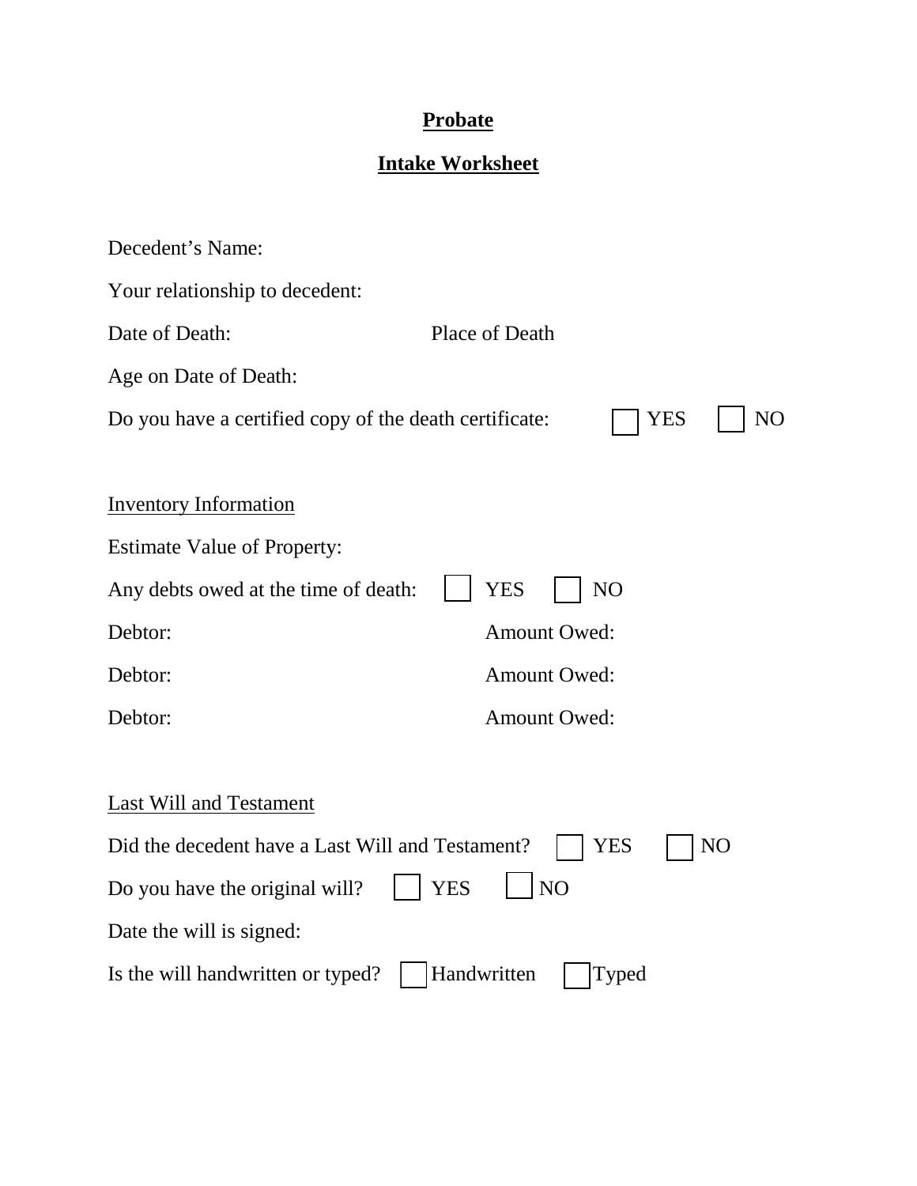**Probate**

**Intake Worksheet**

Decedent's Name:

Your relationship to decedent:

Date of Death: Place of Death

Age on Date of Death:

Do you have a certified copy of the death certificate: ☐ YES ☐ NO

Inventory Information

Estimate Value of Property:

Any debts owed at the time of death: ☐ YES ☐ NO

Debtor: Amount Owed:

Debtor: Amount Owed:

Debtor: Amount Owed:

Last Will and Testament

Did the decedent have a Last Will and Testament? ☐ YES ☐ NO

Do you have the original will? ☐ YES ☐ NO

Date the will is signed:

Is the will handwritten or typed? ☐ Handwritten ☐ Typed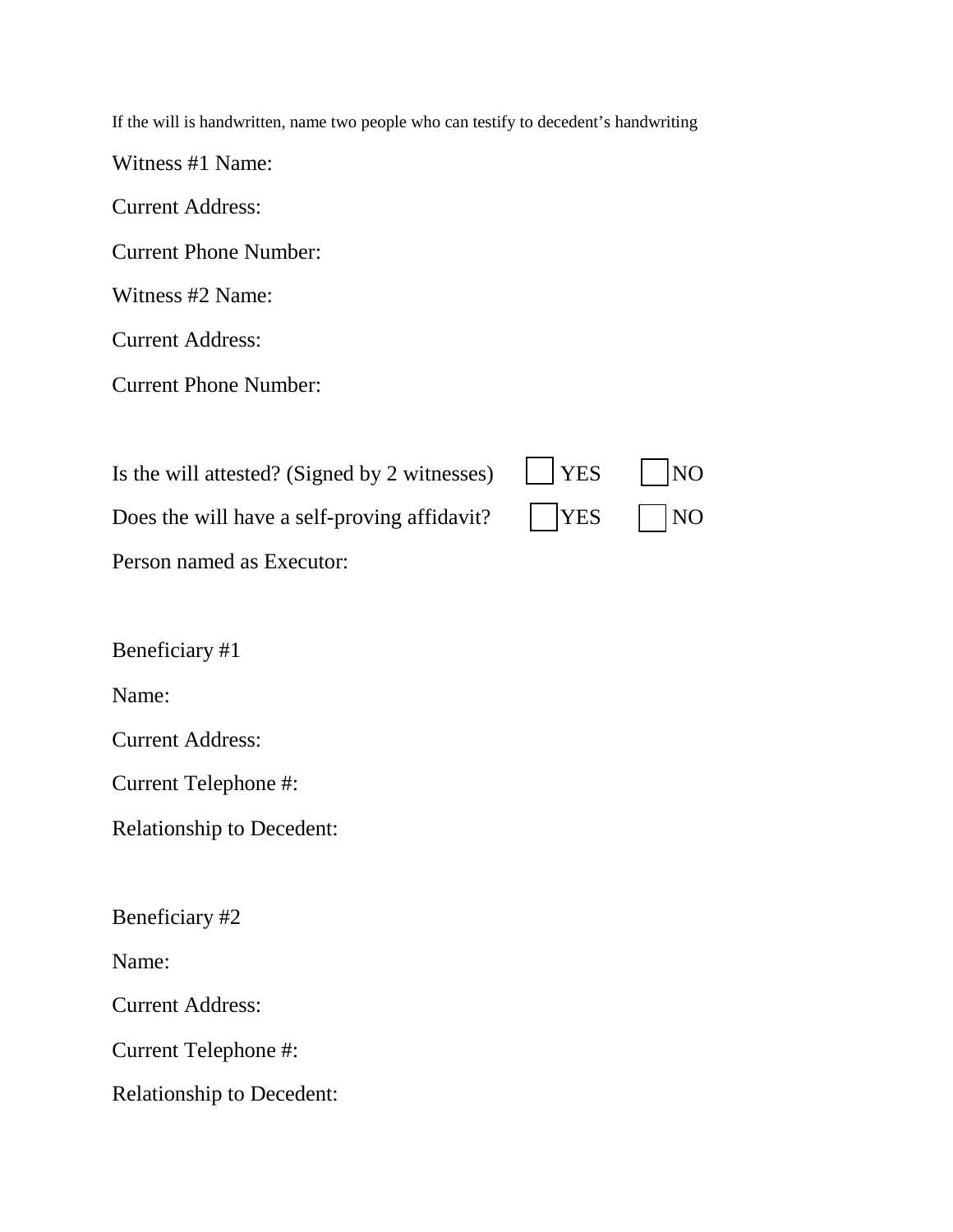If the will is handwritten, name two people who can testify to decedent's handwriting

Witness #1 Name:

Current Address:

Current Phone Number:

Witness #2 Name:

Current Address:

Current Phone Number:

Is the will attested? (Signed by 2 witnesses) ☐ YES ☐ NO

Does the will have a self-proving affidavit? ☐ YES ☐ NO

Person named as Executor:

Beneficiary #1

Name:

Current Address:

Current Telephone #:

Relationship to Decedent:

Beneficiary #2

Name:

Current Address:

Current Telephone #:

Relationship to Decedent: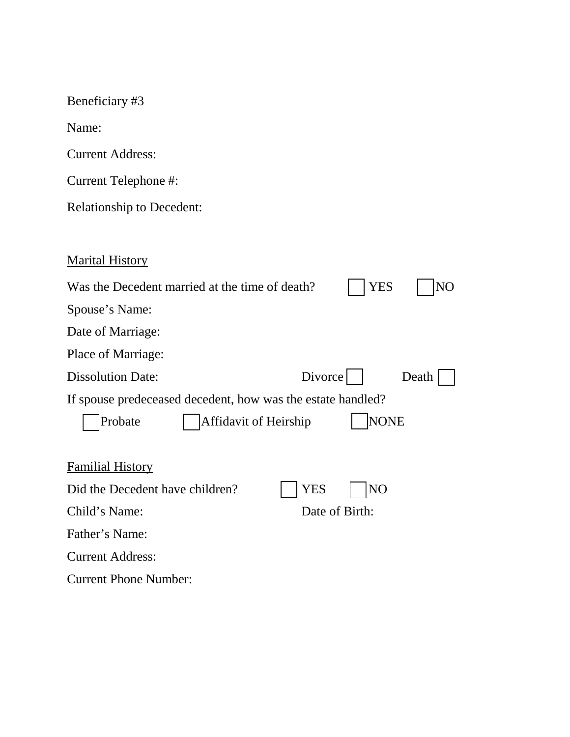Beneficiary #3

Name:

Current Address:

Current Telephone #:

Relationship to Decedent:

<u>Marital History</u>

Was the Decedent married at the time of death? ☐ YES ☐ NO

Spouse's Name:

Date of Marriage:

Place of Marriage:

Dissolution Date: Divorce ☐ Death ☐

If spouse predeceased decedent, how was the estate handled?

☐ Probate ☐ Affidavit of Heirship ☐ NONE

<u>Familial History</u>

Did the Decedent have children? ☐ YES ☐ NO

Child's Name: Date of Birth:

Father's Name:

Current Address:

Current Phone Number: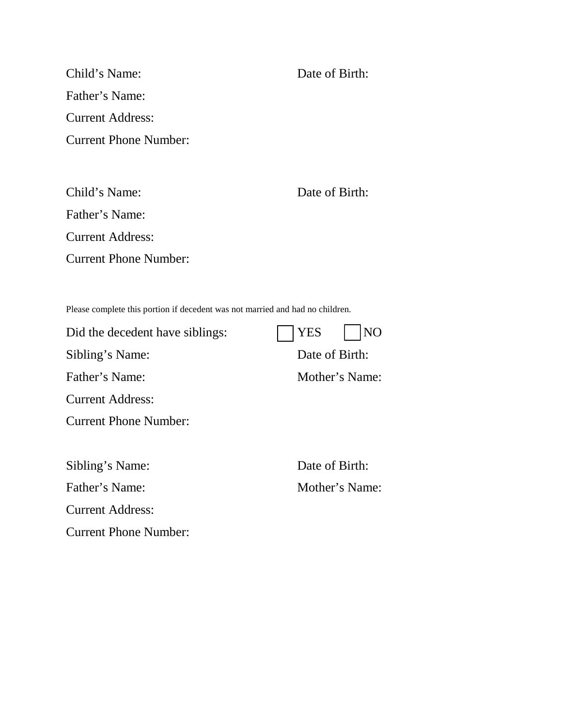Child's Name: Date of Birth:

Father's Name:

Current Address:

Current Phone Number:

Child's Name: Date of Birth:

Father's Name:

Current Address:

Current Phone Number:

Please complete this portion if decedent was not married and had no children.

Did the decedent have siblings: ☐ YES ☐ NO

Sibling's Name: Date of Birth:

Father's Name: Mother's Name:

Current Address:

Current Phone Number:

Sibling's Name: Date of Birth:

Father's Name: Mother's Name:

Current Address:

Current Phone Number: